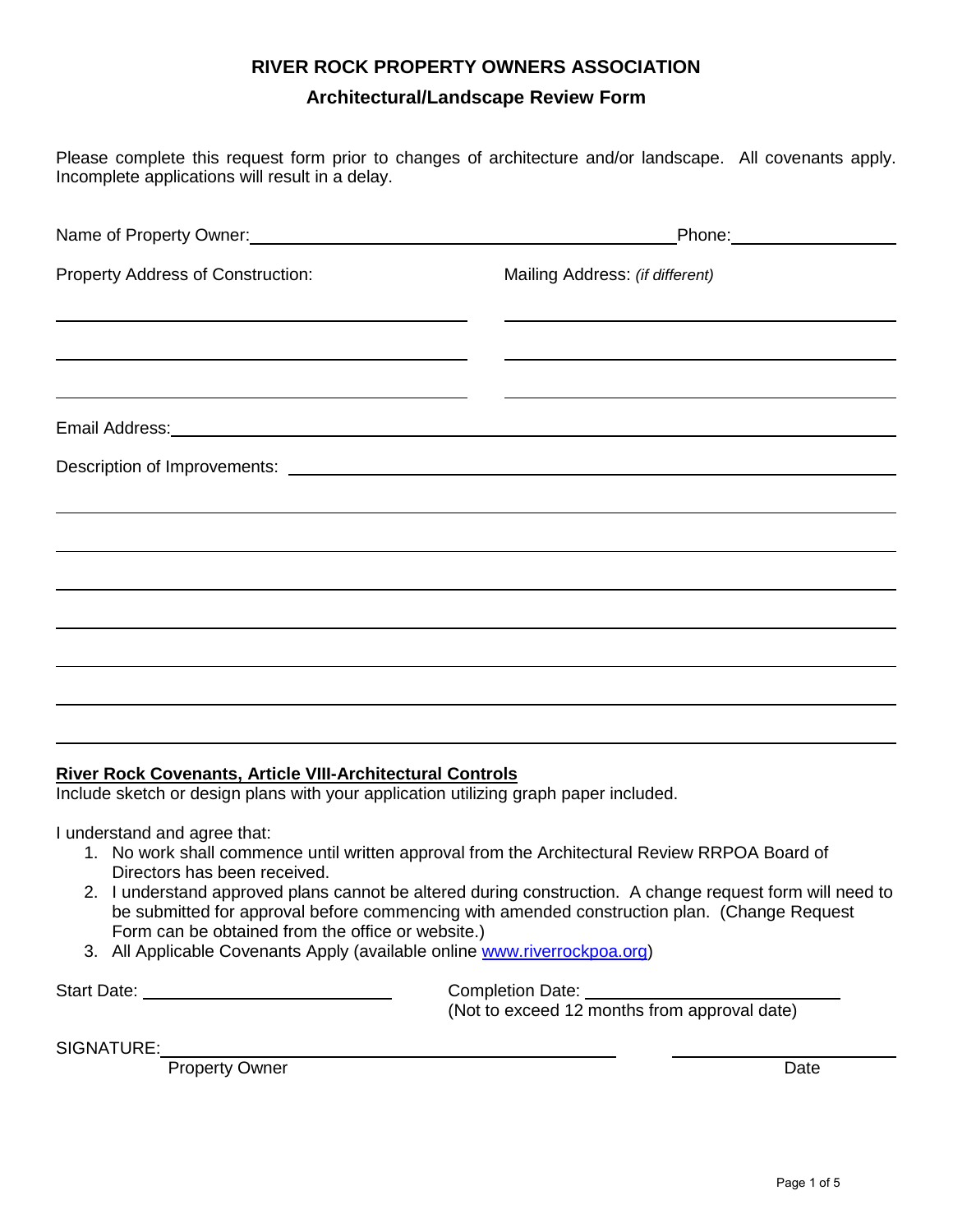# RIVER ROCK PROPERTY OWNERS ASSOCIATION

## Architectural/Landscape Review Form

Please complete this request form prior to changes of architecture and/or landscape. All covenants apply. Incomplete applications will result in a delay.

Name of Property Owner: ______________________________ Phone: ______________

Property Address of Construction: ______________________________

______________________________

______________________________

Mailing Address: *(if different)* ______________________________

______________________________

______________________________

Email Address: ______________________________

Description of Improvements: ______________________________

______________________________

______________________________

______________________________

______________________________

______________________________

______________________________

______________________________

**River Rock Covenants, Article VIII-Architectural Controls**

Include sketch or design plans with your application utilizing graph paper included.

I understand and agree that:

1. No work shall commence until written approval from the Architectural Review RRPOA Board of Directors has been received.
2. I understand approved plans cannot be altered during construction. A change request form will need to be submitted for approval before commencing with amended construction plan. (Change Request Form can be obtained from the office or website.)
3. All Applicable Covenants Apply (available online [www.riverrockpoa.org](http://www.riverrockpoa.org))

Start Date: ______________________

Completion Date: ______________________
(Not to exceed 12 months from approval date)

SIGNATURE: ______________________________ ______________
Property Owner Date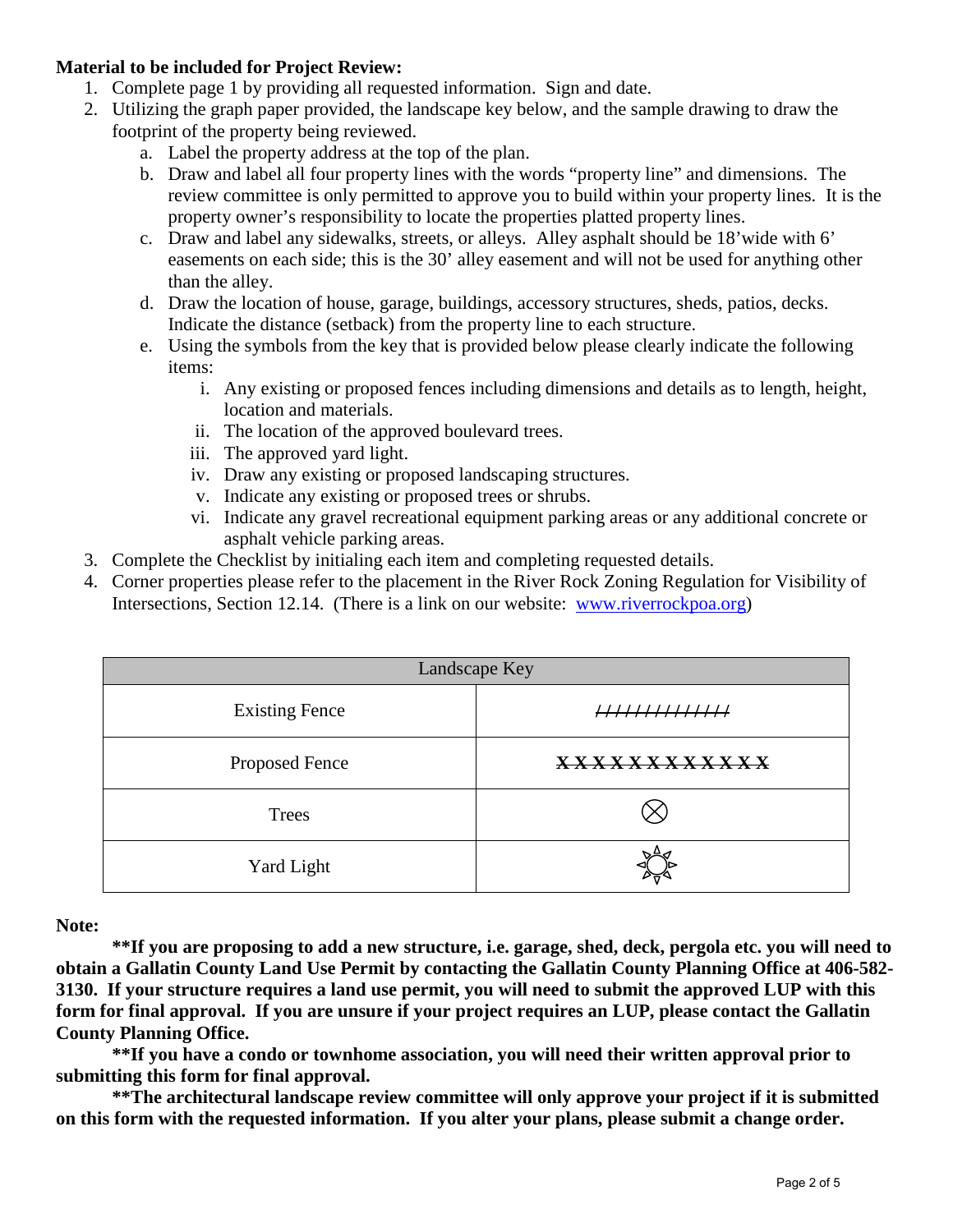**Material to be included for Project Review:**

1. Complete page 1 by providing all requested information. Sign and date.
2. Utilizing the graph paper provided, the landscape key below, and the sample drawing to draw the footprint of the property being reviewed.
   a. Label the property address at the top of the plan.
   b. Draw and label all four property lines with the words "property line" and dimensions. The review committee is only permitted to approve you to build within your property lines. It is the property owner's responsibility to locate the properties platted property lines.
   c. Draw and label any sidewalks, streets, or alleys. Alley asphalt should be 18'wide with 6' easements on each side; this is the 30' alley easement and will not be used for anything other than the alley.
   d. Draw the location of house, garage, buildings, accessory structures, sheds, patios, decks. Indicate the distance (setback) from the property line to each structure.
   e. Using the symbols from the key that is provided below please clearly indicate the following items:
      i. Any existing or proposed fences including dimensions and details as to length, height, location and materials.
      ii. The location of the approved boulevard trees.
      iii. The approved yard light.
      iv. Draw any existing or proposed landscaping structures.
      v. Indicate any existing or proposed trees or shrubs.
      vi. Indicate any gravel recreational equipment parking areas or any additional concrete or asphalt vehicle parking areas.
3. Complete the Checklist by initialing each item and completing requested details.
4. Corner properties please refer to the placement in the River Rock Zoning Regulation for Visibility of Intersections, Section 12.14. (There is a link on our website: www.riverrockpoa.org)

| Landscape Key | |
|---|---|
| Existing Fence | ~~/////////////~~ |
| Proposed Fence | ~~XXXXXXXXXXXX~~ |
| Trees | ⊗ |
| Yard Light | ☼ |

**Note:**

**\*\*If you are proposing to add a new structure, i.e. garage, shed, deck, pergola etc. you will need to obtain a Gallatin County Land Use Permit by contacting the Gallatin County Planning Office at 406-582-3130. If your structure requires a land use permit, you will need to submit the approved LUP with this form for final approval. If you are unsure if your project requires an LUP, please contact the Gallatin County Planning Office.**

**\*\*If you have a condo or townhome association, you will need their written approval prior to submitting this form for final approval.**

**\*\*The architectural landscape review committee will only approve your project if it is submitted on this form with the requested information. If you alter your plans, please submit a change order.**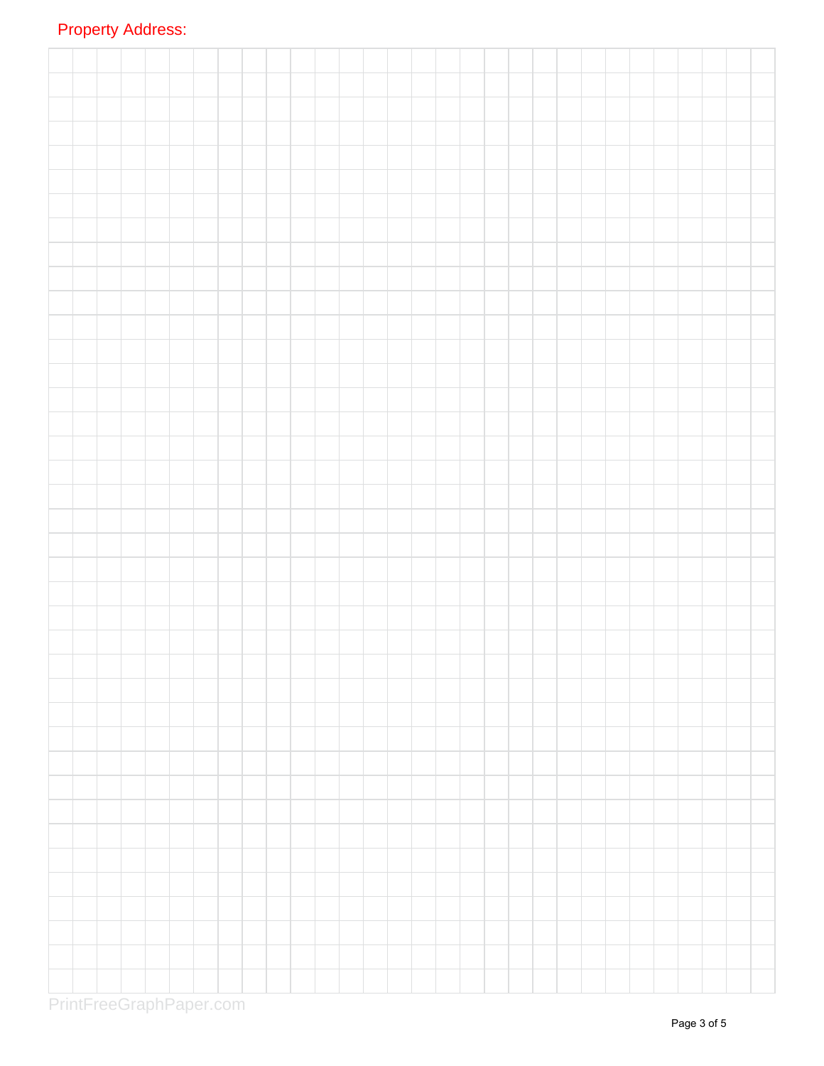Property Address:

PrintFreeGraphPaper.com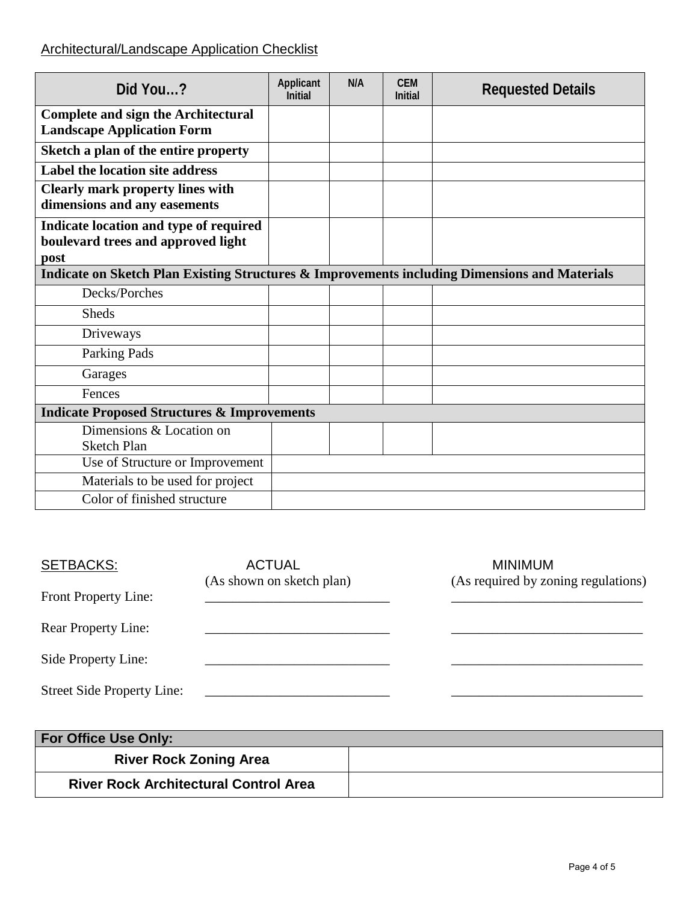Architectural/Landscape Application Checklist

| Did You…? | Applicant Initial | N/A | CEM Initial | Requested Details |
|---|---|---|---|---|
| **Complete and sign the Architectural Landscape Application Form** | | | | |
| **Sketch a plan of the entire property** | | | | |
| **Label the location site address** | | | | |
| **Clearly mark property lines with dimensions and any easements** | | | | |
| **Indicate location and type of required boulevard trees and approved light post** | | | | |
| **Indicate on Sketch Plan Existing Structures & Improvements including Dimensions and Materials** | | | | |
| Decks/Porches | | | | |
| Sheds | | | | |
| Driveways | | | | |
| Parking Pads | | | | |
| Garages | | | | |
| Fences | | | | |
| **Indicate Proposed Structures & Improvements** | | | | |
| Dimensions & Location on Sketch Plan | | | | |
| Use of Structure or Improvement | | | | |
| Materials to be used for project | | | | |
| Color of finished structure | | | | |

| SETBACKS: | ACTUAL (As shown on sketch plan) | MINIMUM (As required by zoning regulations) |
|---|---|---|
| Front Property Line: | ___________________________ | ___________________________ |
| Rear Property Line: | ___________________________ | ___________________________ |
| Side Property Line: | ___________________________ | ___________________________ |
| Street Side Property Line: | ___________________________ | ___________________________ |

| For Office Use Only: | |
|---|---|
| **River Rock Zoning Area** | |
| **River Rock Architectural Control Area** | |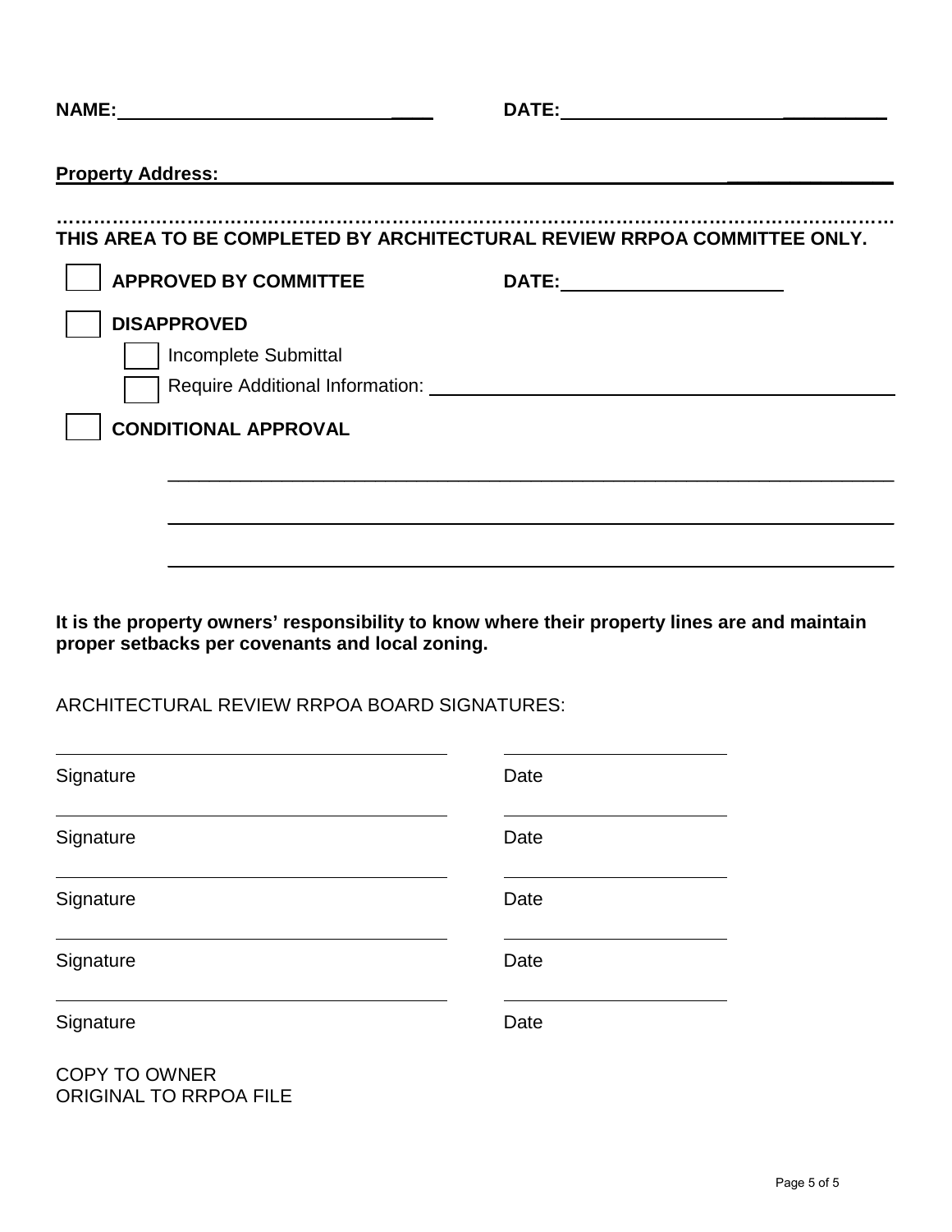**NAME:** ______________________________ **DATE:** ______________________________

**Property Address:** ________________________________________________________________

……………………………………………………………………………………………………………

**THIS AREA TO BE COMPLETED BY ARCHITECTURAL REVIEW RRPOA COMMITTEE ONLY.**

☐ **APPROVED BY COMMITTEE** **DATE:** ____________________

☐ **DISAPPROVED**

- ☐ Incomplete Submittal
- ☐ Require Additional Information: ______________________________

☐ **CONDITIONAL APPROVAL**

______________________________________________________________

______________________________________________________________

______________________________________________________________

**It is the property owners' responsibility to know where their property lines are and maintain proper setbacks per covenants and local zoning.**

ARCHITECTURAL REVIEW RRPOA BOARD SIGNATURES:

______________________________ ____________________
Signature Date

______________________________ ____________________
Signature Date

______________________________ ____________________
Signature Date

______________________________ ____________________
Signature Date

______________________________ ____________________
Signature Date

COPY TO OWNER
ORIGINAL TO RRPOA FILE